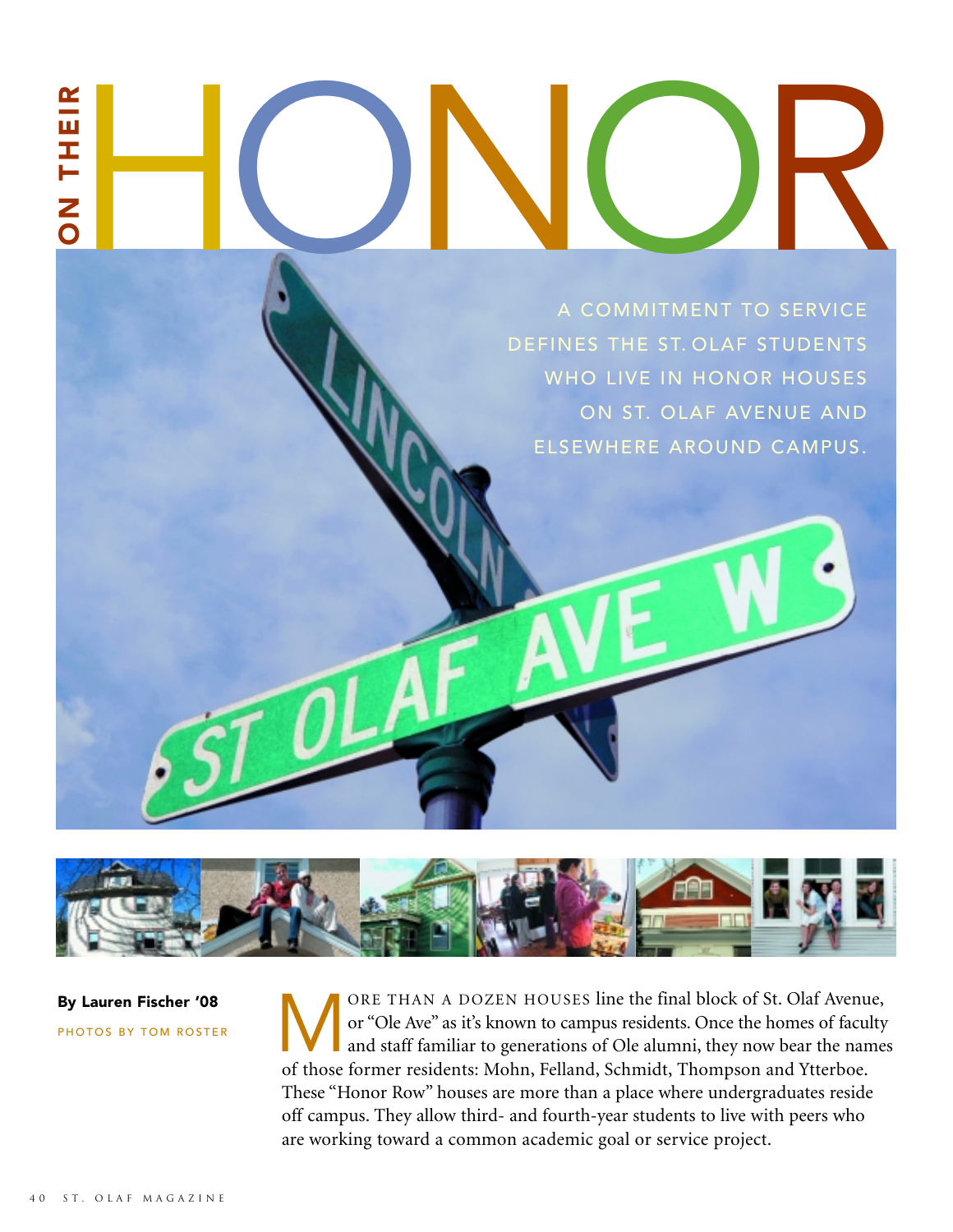# ON THEIR HONOR

A COMMITMENT TO SERVICE DEFINES THE ST. OLAF STUDENTS WHO LIVE IN HONOR HOUSES ON ST. OLAF AVENUE AND ELSEWHERE AROUND CAMPUS.

**By Lauren Fischer '08**

PHOTOS BY TOM ROSTER

MORE THAN A DOZEN HOUSES line the final block of St. Olaf Avenue, or "Ole Ave" as it's known to campus residents. Once the homes of faculty and staff familiar to generations of Ole alumni, they now bear the names of those former residents: Mohn, Felland, Schmidt, Thompson and Ytterboe. These "Honor Row" houses are more than a place where undergraduates reside off campus. They allow third- and fourth-year students to live with peers who are working toward a common academic goal or service project.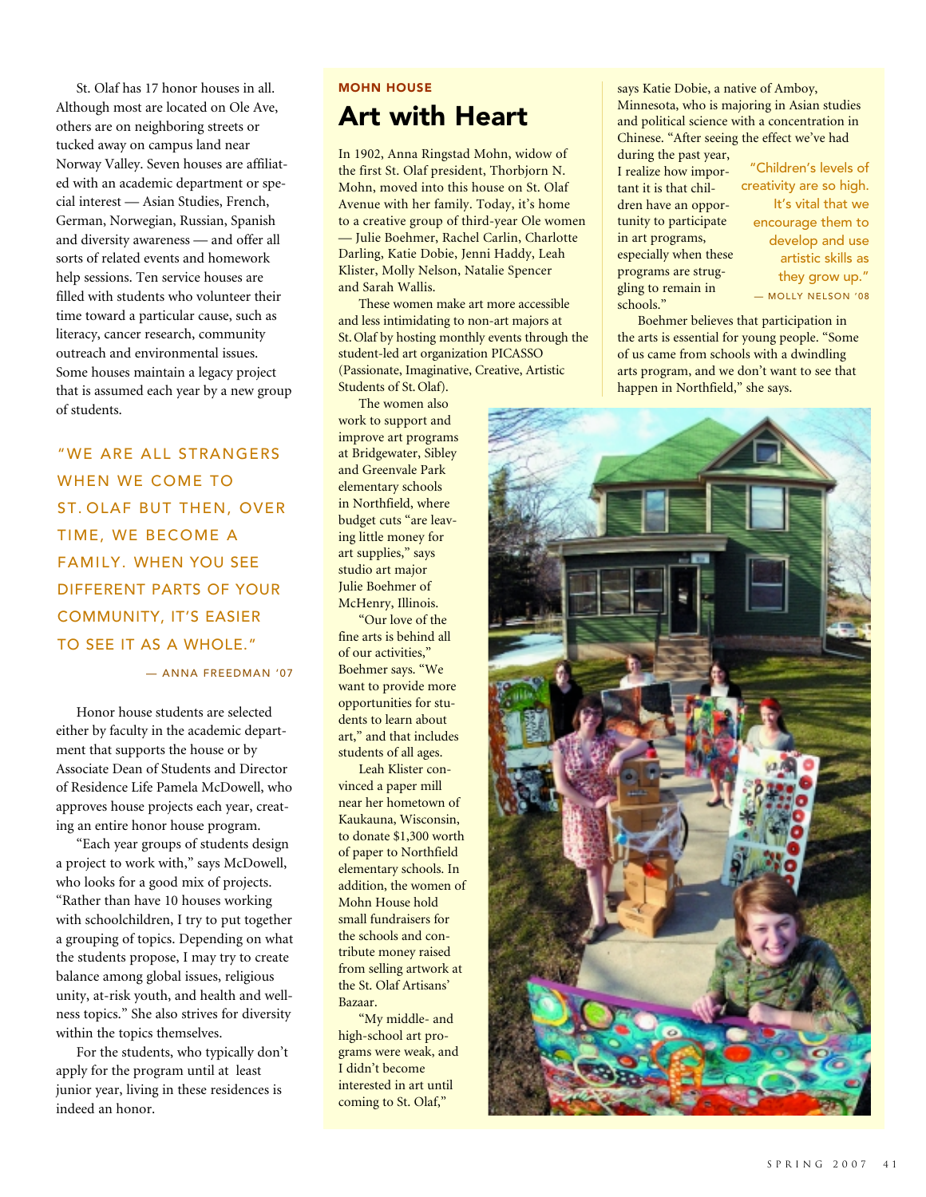St. Olaf has 17 honor houses in all. Although most are located on Ole Ave, others are on neighboring streets or tucked away on campus land near Norway Valley. Seven houses are affiliated with an academic department or special interest — Asian Studies, French, German, Norwegian, Russian, Spanish and diversity awareness — and offer all sorts of related events and homework help sessions. Ten service houses are filled with students who volunteer their time toward a particular cause, such as literacy, cancer research, community outreach and environmental issues. Some houses maintain a legacy project that is assumed each year by a new group of students.

> "WE ARE ALL STRANGERS WHEN WE COME TO ST. OLAF BUT THEN, OVER TIME, WE BECOME A FAMILY. WHEN YOU SEE DIFFERENT PARTS OF YOUR COMMUNITY, IT'S EASIER TO SEE IT AS A WHOLE."
>
> — ANNA FREEDMAN '07

Honor house students are selected either by faculty in the academic department that supports the house or by Associate Dean of Students and Director of Residence Life Pamela McDowell, who approves house projects each year, creating an entire honor house program.

"Each year groups of students design a project to work with," says McDowell, who looks for a good mix of projects. "Rather than have 10 houses working with schoolchildren, I try to put together a grouping of topics. Depending on what the students propose, I may try to create balance among global issues, religious unity, at-risk youth, and health and wellness topics." She also strives for diversity within the topics themselves.

For the students, who typically don't apply for the program until at least junior year, living in these residences is indeed an honor.

**MOHN HOUSE**

## Art with Heart

In 1902, Anna Ringstad Mohn, widow of the first St. Olaf president, Thorbjorn N. Mohn, moved into this house on St. Olaf Avenue with her family. Today, it's home to a creative group of third-year Ole women — Julie Boehmer, Rachel Carlin, Charlotte Darling, Katie Dobie, Jenni Haddy, Leah Klister, Molly Nelson, Natalie Spencer and Sarah Wallis.

These women make art more accessible and less intimidating to non-art majors at St. Olaf by hosting monthly events through the student-led art organization PICASSO (Passionate, Imaginative, Creative, Artistic Students of St. Olaf).

The women also work to support and improve art programs at Bridgewater, Sibley and Greenvale Park elementary schools in Northfield, where budget cuts "are leaving little money for art supplies," says studio art major Julie Boehmer of McHenry, Illinois.

"Our love of the fine arts is behind all of our activities," Boehmer says. "We want to provide more opportunities for students to learn about art," and that includes students of all ages.

Leah Klister convinced a paper mill near her hometown of Kaukauna, Wisconsin, to donate $1,300 worth of paper to Northfield elementary schools. In addition, the women of Mohn House hold small fundraisers for the schools and contribute money raised from selling artwork at the St. Olaf Artisans' Bazaar.

"My middle- and high-school art programs were weak, and I didn't become interested in art until coming to St. Olaf," says Katie Dobie, a native of Amboy, Minnesota, who is majoring in Asian studies and political science with a concentration in Chinese. "After seeing the effect we've had during the past year, I realize how important it is that children have an opportunity to participate in art programs, especially when these programs are struggling to remain in schools."

> "Children's levels of creativity are so high. It's vital that we encourage them to develop and use artistic skills as they grow up."
>
> — MOLLY NELSON '08

Boehmer believes that participation in the arts is essential for young people. "Some of us came from schools with a dwindling arts program, and we don't want to see that happen in Northfield," she says.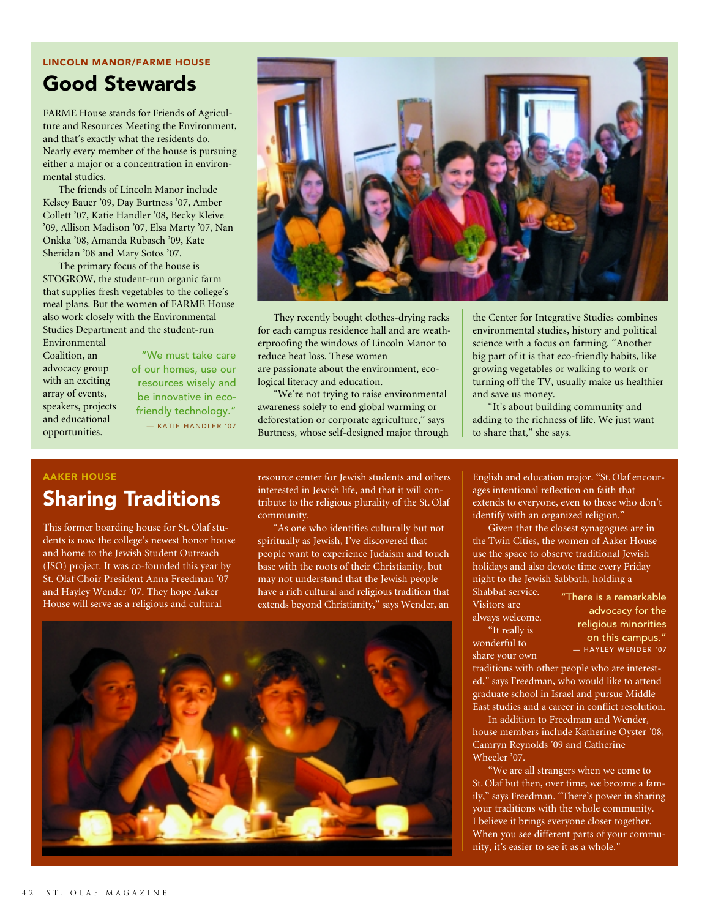LINCOLN MANOR/FARME HOUSE

## Good Stewards

FARME House stands for Friends of Agriculture and Resources Meeting the Environment, and that's exactly what the residents do. Nearly every member of the house is pursuing either a major or a concentration in environmental studies.

The friends of Lincoln Manor include Kelsey Bauer '09, Day Burtness '07, Amber Collett '07, Katie Handler '08, Becky Kleive '09, Allison Madison '07, Elsa Marty '07, Nan Onkka '08, Amanda Rubasch '09, Kate Sheridan '08 and Mary Sotos '07.

The primary focus of the house is STOGROW, the student-run organic farm that supplies fresh vegetables to the college's meal plans. But the women of FARME House also work closely with the Environmental Studies Department and the student-run Environmental Coalition, an advocacy group with an exciting array of events, speakers, projects and educational opportunities.

> "We must take care of our homes, use our resources wisely and be innovative in eco-friendly technology."
> — KATIE HANDLER '07

They recently bought clothes-drying racks for each campus residence hall and are weatherproofing the windows of Lincoln Manor to reduce heat loss. These women are passionate about the environment, ecological literacy and education.

"We're not trying to raise environmental awareness solely to end global warming or deforestation or corporate agriculture," says Burtness, whose self-designed major through the Center for Integrative Studies combines environmental studies, history and political science with a focus on farming. "Another big part of it is that eco-friendly habits, like growing vegetables or walking to work or turning off the TV, usually make us healthier and save us money.

"It's about building community and adding to the richness of life. We just want to share that," she says.

AAKER HOUSE

## Sharing Traditions

This former boarding house for St. Olaf students is now the college's newest honor house and home to the Jewish Student Outreach (JSO) project. It was co-founded this year by St. Olaf Choir President Anna Freedman '07 and Hayley Wender '07. They hope Aaker House will serve as a religious and cultural resource center for Jewish students and others interested in Jewish life, and that it will contribute to the religious plurality of the St. Olaf community.

"As one who identifies culturally but not spiritually as Jewish, I've discovered that people want to experience Judaism and touch base with the roots of their Christianity, but may not understand that the Jewish people have a rich cultural and religious tradition that extends beyond Christianity," says Wender, an English and education major. "St. Olaf encourages intentional reflection on faith that extends to everyone, even to those who don't identify with an organized religion."

Given that the closest synagogues are in the Twin Cities, the women of Aaker House use the space to observe traditional Jewish holidays and also devote time every Friday night to the Jewish Sabbath, holding a Shabbat service. Visitors are always welcome.

> "There is a remarkable advocacy for the religious minorities on this campus."
> — HAYLEY WENDER '07

"It really is wonderful to share your own traditions with other people who are interested," says Freedman, who would like to attend graduate school in Israel and pursue Middle East studies and a career in conflict resolution.

In addition to Freedman and Wender, house members include Katherine Oyster '08, Camryn Reynolds '09 and Catherine Wheeler '07.

"We are all strangers when we come to St. Olaf but then, over time, we become a family," says Freedman. "There's power in sharing your traditions with the whole community. I believe it brings everyone closer together. When you see different parts of your community, it's easier to see it as a whole."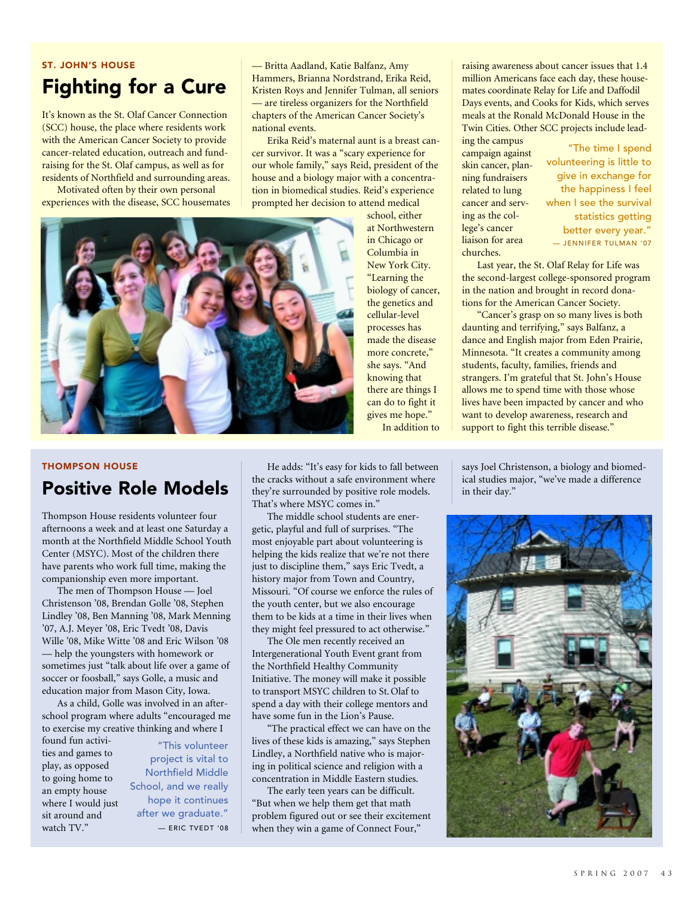ST. JOHN'S HOUSE

## Fighting for a Cure

It's known as the St. Olaf Cancer Connection (SCC) house, the place where residents work with the American Cancer Society to provide cancer-related education, outreach and fundraising for the St. Olaf campus, as well as for residents of Northfield and surrounding areas.

Motivated often by their own personal experiences with the disease, SCC housemates — Britta Aadland, Katie Balfanz, Amy Hammers, Brianna Nordstrand, Erika Reid, Kristen Roys and Jennifer Tulman, all seniors — are tireless organizers for the Northfield chapters of the American Cancer Society's national events.

Erika Reid's maternal aunt is a breast cancer survivor. It was a "scary experience for our whole family," says Reid, president of the house and a biology major with a concentration in biomedical studies. Reid's experience prompted her decision to attend medical school, either at Northwestern in Chicago or Columbia in New York City. "Learning the biology of cancer, the genetics and cellular-level processes has made the disease more concrete," she says. "And knowing that there are things I can do to fight it gives me hope."

In addition to raising awareness about cancer issues that 1.4 million Americans face each day, these housemates coordinate Relay for Life and Daffodil Days events, and Cooks for Kids, which serves meals at the Ronald McDonald House in the Twin Cities. Other SCC projects include leading the campus campaign against skin cancer, planning fundraisers related to lung cancer and serving as the college's cancer liaison for area churches.

> "The time I spend volunteering is little to give in exchange for the happiness I feel when I see the survival statistics getting better every year."
> — JENNIFER TULMAN '07

Last year, the St. Olaf Relay for Life was the second-largest college-sponsored program in the nation and brought in record donations for the American Cancer Society.

"Cancer's grasp on so many lives is both daunting and terrifying," says Balfanz, a dance and English major from Eden Prairie, Minnesota. "It creates a community among students, faculty, families, friends and strangers. I'm grateful that St. John's House allows me to spend time with those whose lives have been impacted by cancer and who want to develop awareness, research and support to fight this terrible disease."

THOMPSON HOUSE

## Positive Role Models

Thompson House residents volunteer four afternoons a week and at least one Saturday a month at the Northfield Middle School Youth Center (MSYC). Most of the children there have parents who work full time, making the companionship even more important.

The men of Thompson House — Joel Christenson '08, Brendan Golle '08, Stephen Lindley '08, Ben Manning '08, Mark Menning '07, A.J. Meyer '08, Eric Tvedt '08, Davis Wille '08, Mike Witte '08 and Eric Wilson '08 — help the youngsters with homework or sometimes just "talk about life over a game of soccer or foosball," says Golle, a music and education major from Mason City, Iowa.

As a child, Golle was involved in an afterschool program where adults "encouraged me to exercise my creative thinking and where I found fun activities and games to play, as opposed to going home to an empty house where I would just sit around and watch TV."

> "This volunteer project is vital to Northfield Middle School, and we really hope it continues after we graduate."
> — ERIC TVEDT '08

He adds: "It's easy for kids to fall between the cracks without a safe environment where they're surrounded by positive role models. That's where MSYC comes in."

The middle school students are energetic, playful and full of surprises. "The most enjoyable part about volunteering is helping the kids realize that we're not there just to discipline them," says Eric Tvedt, a history major from Town and Country, Missouri. "Of course we enforce the rules of the youth center, but we also encourage them to be kids at a time in their lives when they might feel pressured to act otherwise."

The Ole men recently received an Intergenerational Youth Event grant from the Northfield Healthy Community Initiative. The money will make it possible to transport MSYC children to St. Olaf to spend a day with their college mentors and have some fun in the Lion's Pause.

"The practical effect we can have on the lives of these kids is amazing," says Stephen Lindley, a Northfield native who is majoring in political science and religion with a concentration in Middle Eastern studies.

The early teen years can be difficult. "But when we help them get that math problem figured out or see their excitement when they win a game of Connect Four," says Joel Christenson, a biology and biomedical studies major, "we've made a difference in their day."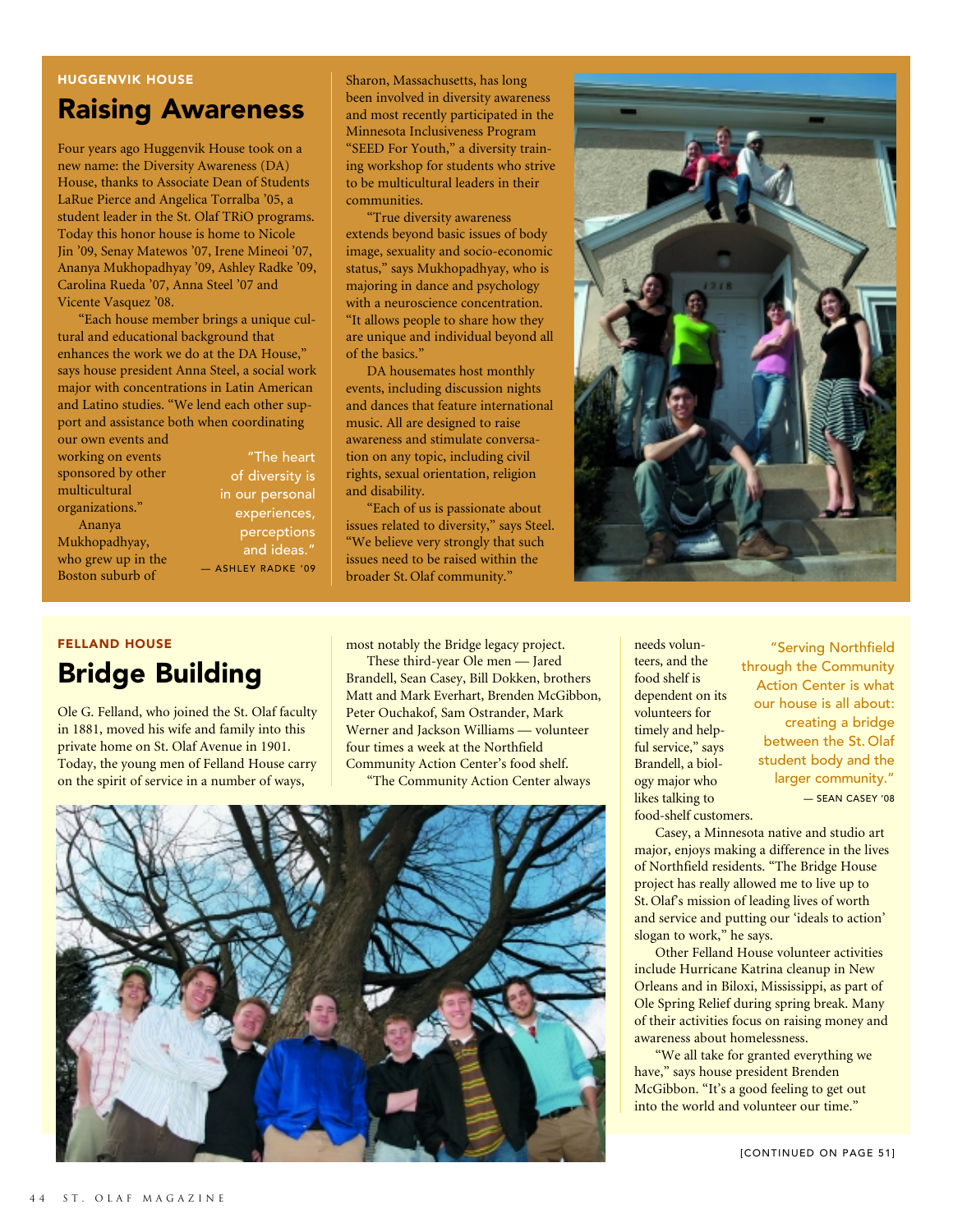HUGGENVIK HOUSE

## Raising Awareness

Four years ago Huggenvik House took on a new name: the Diversity Awareness (DA) House, thanks to Associate Dean of Students LaRue Pierce and Angelica Torralba '05, a student leader in the St. Olaf TRiO programs. Today this honor house is home to Nicole Jin '09, Senay Matewos '07, Irene Mineoi '07, Ananya Mukhopadhyay '09, Ashley Radke '09, Carolina Rueda '07, Anna Steel '07 and Vicente Vasquez '08.

"Each house member brings a unique cultural and educational background that enhances the work we do at the DA House," says house president Anna Steel, a social work major with concentrations in Latin American and Latino studies. "We lend each other support and assistance both when coordinating our own events and working on events sponsored by other multicultural organizations."

> "The heart of diversity is in our personal experiences, perceptions and ideas."
> — ASHLEY RADKE '09

Ananya Mukhopadhyay, who grew up in the Boston suburb of Sharon, Massachusetts, has long been involved in diversity awareness and most recently participated in the Minnesota Inclusiveness Program "SEED For Youth," a diversity training workshop for students who strive to be multicultural leaders in their communities.

"True diversity awareness extends beyond basic issues of body image, sexuality and socio-economic status," says Mukhopadhyay, who is majoring in dance and psychology with a neuroscience concentration. "It allows people to share how they are unique and individual beyond all of the basics."

DA housemates host monthly events, including discussion nights and dances that feature international music. All are designed to raise awareness and stimulate conversation on any topic, including civil rights, sexual orientation, religion and disability.

"Each of us is passionate about issues related to diversity," says Steel. "We believe very strongly that such issues need to be raised within the broader St. Olaf community."

FELLAND HOUSE

## Bridge Building

Ole G. Felland, who joined the St. Olaf faculty in 1881, moved his wife and family into this private home on St. Olaf Avenue in 1901. Today, the young men of Felland House carry on the spirit of service in a number of ways, most notably the Bridge legacy project.

These third-year Ole men — Jared Brandell, Sean Casey, Bill Dokken, brothers Matt and Mark Everhart, Brenden McGibbon, Peter Ouchakof, Sam Ostrander, Mark Werner and Jackson Williams — volunteer four times a week at the Northfield Community Action Center's food shelf.

"The Community Action Center always needs volunteers, and the food shelf is dependent on its volunteers for timely and helpful service," says Brandell, a biology major who likes talking to food-shelf customers.

> "Serving Northfield through the Community Action Center is what our house is all about: creating a bridge between the St. Olaf student body and the larger community."
> — SEAN CASEY '08

Casey, a Minnesota native and studio art major, enjoys making a difference in the lives of Northfield residents. "The Bridge House project has really allowed me to live up to St. Olaf's mission of leading lives of worth and service and putting our 'ideals to action' slogan to work," he says.

Other Felland House volunteer activities include Hurricane Katrina cleanup in New Orleans and in Biloxi, Mississippi, as part of Ole Spring Relief during spring break. Many of their activities focus on raising money and awareness about homelessness.

"We all take for granted everything we have," says house president Brenden McGibbon. "It's a good feeling to get out into the world and volunteer our time."

[CONTINUED ON PAGE 51]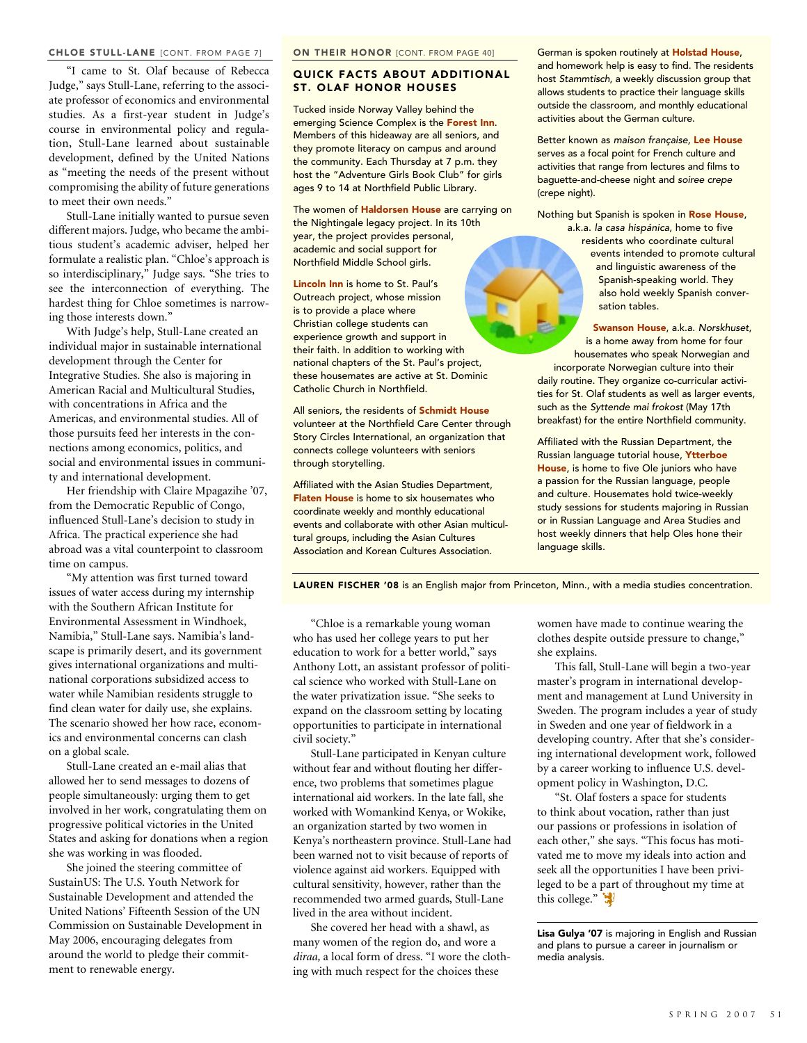## CHLOE STULL-LANE [CONT. FROM PAGE 7]

"I came to St. Olaf because of Rebecca Judge," says Stull-Lane, referring to the associate professor of economics and environmental studies. As a first-year student in Judge's course in environmental policy and regulation, Stull-Lane learned about sustainable development, defined by the United Nations as "meeting the needs of the present without compromising the ability of future generations to meet their own needs."

Stull-Lane initially wanted to pursue seven different majors. Judge, who became the ambitious student's academic adviser, helped her formulate a realistic plan. "Chloe's approach is so interdisciplinary," Judge says. "She tries to see the interconnection of everything. The hardest thing for Chloe sometimes is narrowing those interests down."

With Judge's help, Stull-Lane created an individual major in sustainable international development through the Center for Integrative Studies. She also is majoring in American Racial and Multicultural Studies, with concentrations in Africa and the Americas, and environmental studies. All of those pursuits feed her interests in the connections among economics, politics, and social and environmental issues in community and international development.

Her friendship with Claire Mpagazihe '07, from the Democratic Republic of Congo, influenced Stull-Lane's decision to study in Africa. The practical experience she had abroad was a vital counterpoint to classroom time on campus.

"My attention was first turned toward issues of water access during my internship with the Southern African Institute for Environmental Assessment in Windhoek, Namibia," Stull-Lane says. Namibia's landscape is primarily desert, and its government gives international organizations and multinational corporations subsidized access to water while Namibian residents struggle to find clean water for daily use, she explains. The scenario showed her how race, economics and environmental concerns can clash on a global scale.

Stull-Lane created an e-mail alias that allowed her to send messages to dozens of people simultaneously: urging them to get involved in her work, congratulating them on progressive political victories in the United States and asking for donations when a region she was working in was flooded.

She joined the steering committee of SustainUS: The U.S. Youth Network for Sustainable Development and attended the United Nations' Fifteenth Session of the UN Commission on Sustainable Development in May 2006, encouraging delegates from around the world to pledge their commitment to renewable energy.

"Chloe is a remarkable young woman who has used her college years to put her education to work for a better world," says Anthony Lott, an assistant professor of political science who worked with Stull-Lane on the water privatization issue. "She seeks to expand on the classroom setting by locating opportunities to participate in international civil society."

Stull-Lane participated in Kenyan culture without fear and without flouting her difference, two problems that sometimes plague international aid workers. In the late fall, she worked with Womankind Kenya, or Wokike, an organization started by two women in Kenya's northeastern province. Stull-Lane had been warned not to visit because of reports of violence against aid workers. Equipped with cultural sensitivity, however, rather than the recommended two armed guards, Stull-Lane lived in the area without incident.

She covered her head with a shawl, as many women of the region do, and wore a *diraa*, a local form of dress. "I wore the clothing with much respect for the choices these women have made to continue wearing the clothes despite outside pressure to change," she explains.

This fall, Stull-Lane will begin a two-year master's program in international development and management at Lund University in Sweden. The program includes a year of study in Sweden and one year of fieldwork in a developing country. After that she's considering international development work, followed by a career working to influence U.S. development policy in Washington, D.C.

"St. Olaf fosters a space for students to think about vocation, rather than just our passions or professions in isolation of each other," she says. "This focus has motivated me to move my ideals into action and seek all the opportunities I have been privileged to be a part of throughout my time at this college."

**Lisa Gulya '07** is majoring in English and Russian and plans to pursue a career in journalism or media analysis.

## ON THEIR HONOR [CONT. FROM PAGE 40]

### QUICK FACTS ABOUT ADDITIONAL ST. OLAF HONOR HOUSES

Tucked inside Norway Valley behind the emerging Science Complex is the **Forest Inn**. Members of this hideaway are all seniors, and they promote literacy on campus and around the community. Each Thursday at 7 p.m. they host the "Adventure Girls Book Club" for girls ages 9 to 14 at Northfield Public Library.

The women of **Haldorsen House** are carrying on the Nightingale legacy project. In its 10th year, the project provides personal, academic and social support for Northfield Middle School girls.

**Lincoln Inn** is home to St. Paul's Outreach project, whose mission is to provide a place where Christian college students can experience growth and support in their faith. In addition to working with national chapters of the St. Paul's project, these housemates are active at St. Dominic Catholic Church in Northfield.

All seniors, the residents of **Schmidt House** volunteer at the Northfield Care Center through Story Circles International, an organization that connects college volunteers with seniors through storytelling.

Affiliated with the Asian Studies Department, **Flaten House** is home to six housemates who coordinate weekly and monthly educational events and collaborate with other Asian multicultural groups, including the Asian Cultures Association and Korean Cultures Association.

German is spoken routinely at **Holstad House**, and homework help is easy to find. The residents host *Stammtisch*, a weekly discussion group that allows students to practice their language skills outside the classroom, and monthly educational activities about the German culture.

Better known as *maison française*, **Lee House** serves as a focal point for French culture and activities that range from lectures and films to baguette-and-cheese night and *soiree crepe* (crepe night).

Nothing but Spanish is spoken in **Rose House**, a.k.a. *la casa hispánica*, home to five residents who coordinate cultural events intended to promote cultural and linguistic awareness of the Spanish-speaking world. They also hold weekly Spanish conversation tables.

**Swanson House**, a.k.a. *Norskhuset*, is a home away from home for four housemates who speak Norwegian and incorporate Norwegian culture into their daily routine. They organize co-curricular activities for St. Olaf students as well as larger events, such as the *Syttende mai frokost* (May 17th breakfast) for the entire Northfield community.

Affiliated with the Russian Department, the Russian language tutorial house, **Ytterboe House**, is home to five Ole juniors who have a passion for the Russian language, people and culture. Housemates hold twice-weekly study sessions for students majoring in Russian or in Russian Language and Area Studies and host weekly dinners that help Oles hone their language skills.

**LAUREN FISCHER '08** is an English major from Princeton, Minn., with a media studies concentration.